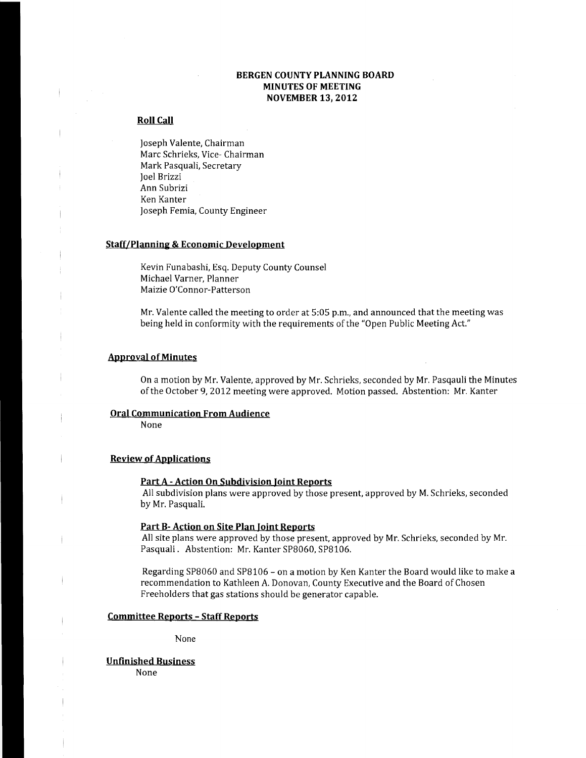# BERGEN COUNTY PLANNING BOARD
# MINUTES OF MEETING
# NOVEMBER 13, 2012

## Roll Call

Joseph Valente, Chairman
Marc Schrieks, Vice- Chairman
Mark Pasquali, Secretary
Joel Brizzi
Ann Subrizi
Ken Kanter
Joseph Femia, County Engineer

## Staff/Planning & Economic Development

Kevin Funabashi, Esq. Deputy County Counsel
Michael Varner, Planner
Maizie O'Connor-Patterson

Mr. Valente called the meeting to order at 5:05 p.m., and announced that the meeting was being held in conformity with the requirements of the "Open Public Meeting Act."

## Approval of Minutes

On a motion by Mr. Valente, approved by Mr. Schrieks, seconded by Mr. Pasqauli the Minutes of the October 9, 2012 meeting were approved. Motion passed. Abstention: Mr. Kanter

## Oral Communication From Audience

None

## Review of Applications

### Part A - Action On Subdivision Joint Reports

All subdivision plans were approved by those present, approved by M. Schrieks, seconded by Mr. Pasquali.

### Part B- Action on Site Plan Joint Reports

All site plans were approved by those present, approved by Mr. Schrieks, seconded by Mr. Pasquali . Abstention: Mr. Kanter SP8060, SP8106.

Regarding SP8060 and SP8106 – on a motion by Ken Kanter the Board would like to make a recommendation to Kathleen A. Donovan, County Executive and the Board of Chosen Freeholders that gas stations should be generator capable.

## Committee Reports – Staff Reports

None

## Unfinished Business

None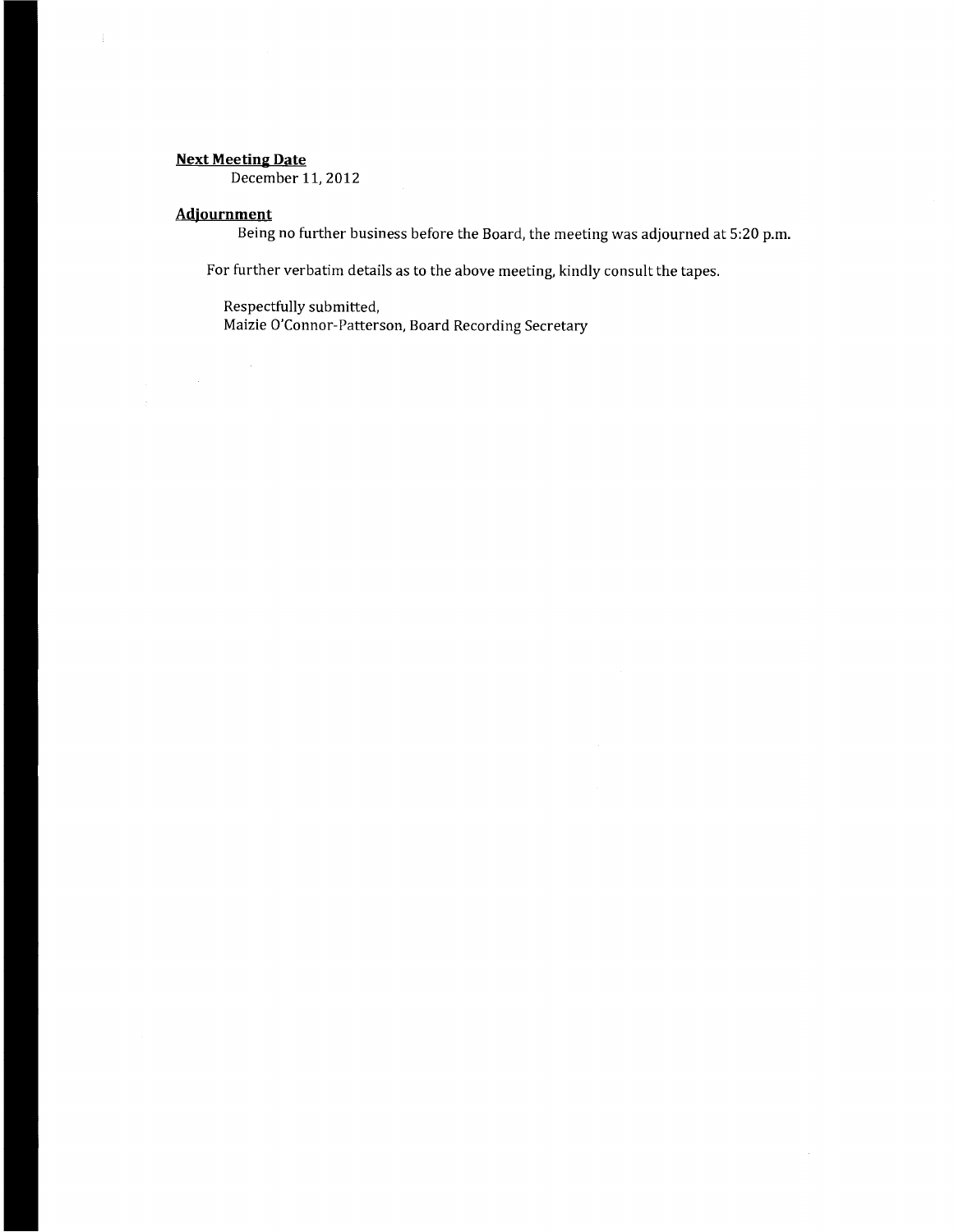**Next Meeting Date**

December 11, 2012

**Adjournment**

Being no further business before the Board, the meeting was adjourned at 5:20 p.m.

For further verbatim details as to the above meeting, kindly consult the tapes.

Respectfully submitted,
Maizie O'Connor-Patterson, Board Recording Secretary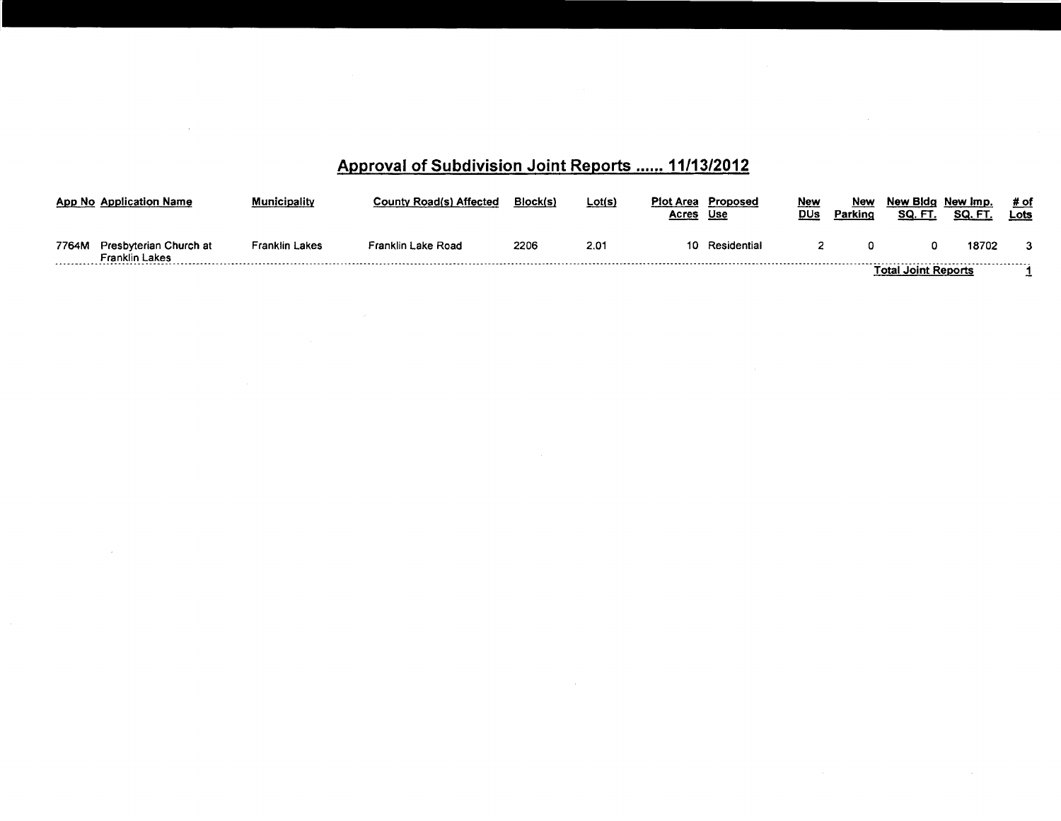# Approval of Subdivision Joint Reports ...... 11/13/2012

| App No | Application Name | Municipality | County Road(s) Affected | Block(s) | Lot(s) | Plot Area Acres | Proposed Use | New DUs | New Parking | New Bldg SQ. FT. | New Imp. SQ. FT. | # of Lots |
|---|---|---|---|---|---|---|---|---|---|---|---|---|
| 7764M | Presbyterian Church at Franklin Lakes | Franklin Lakes | Franklin Lake Road | 2206 | 2.01 | 10 | Residential | 2 | 0 | 0 | 18702 | 3 |
| | | | | | | | | | | Total Joint Reports | | 1 |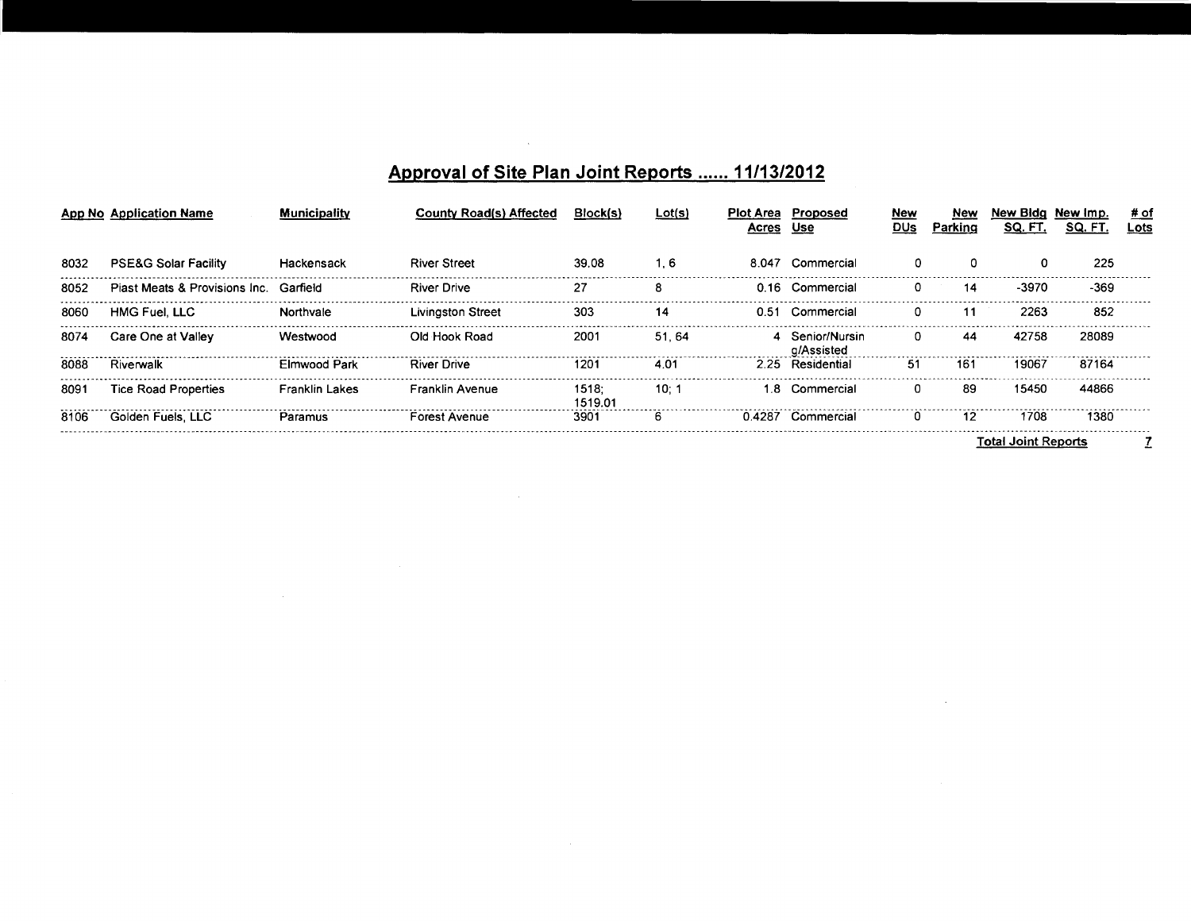## Approval of Site Plan Joint Reports ...... 11/13/2012

| App No | Application Name | Municipality | County Road(s) Affected | Block(s) | Lot(s) | Plot Area Acres | Proposed Use | New DUs | New Parking | New Bldg SQ. FT. | New Imp. SQ. FT. | # of Lots |
|---|---|---|---|---|---|---|---|---|---|---|---|---|
| 8032 | PSE&G Solar Facility | Hackensack | River Street | 39.08 | 1, 6 | 8.047 | Commercial | 0 | 0 | 0 | 225 | |
| 8052 | Piast Meats & Provisions Inc. | Garfield | River Drive | 27 | 8 | 0.16 | Commercial | 0 | 14 | -3970 | -369 | |
| 8060 | HMG Fuel, LLC | Northvale | Livingston Street | 303 | 14 | 0.51 | Commercial | 0 | 11 | 2263 | 852 | |
| 8074 | Care One at Valley | Westwood | Old Hook Road | 2001 | 51, 64 | 4 | Senior/Nursing/Assisted | 0 | 44 | 42758 | 28089 | |
| 8088 | Riverwalk | Elmwood Park | River Drive | 1201 | 4.01 | 2.25 | Residential | 51 | 161 | 19067 | 87164 | |
| 8091 | Tice Road Properties | Franklin Lakes | Franklin Avenue | 1518; 1519.01 | 10; 1 | 1.8 | Commercial | 0 | 89 | 15450 | 44866 | |
| 8106 | Golden Fuels, LLC | Paramus | Forest Avenue | 3901 | 6 | 0.4287 | Commercial | 0 | 12 | 1708 | 1380 | |

**Total Joint Reports** 7